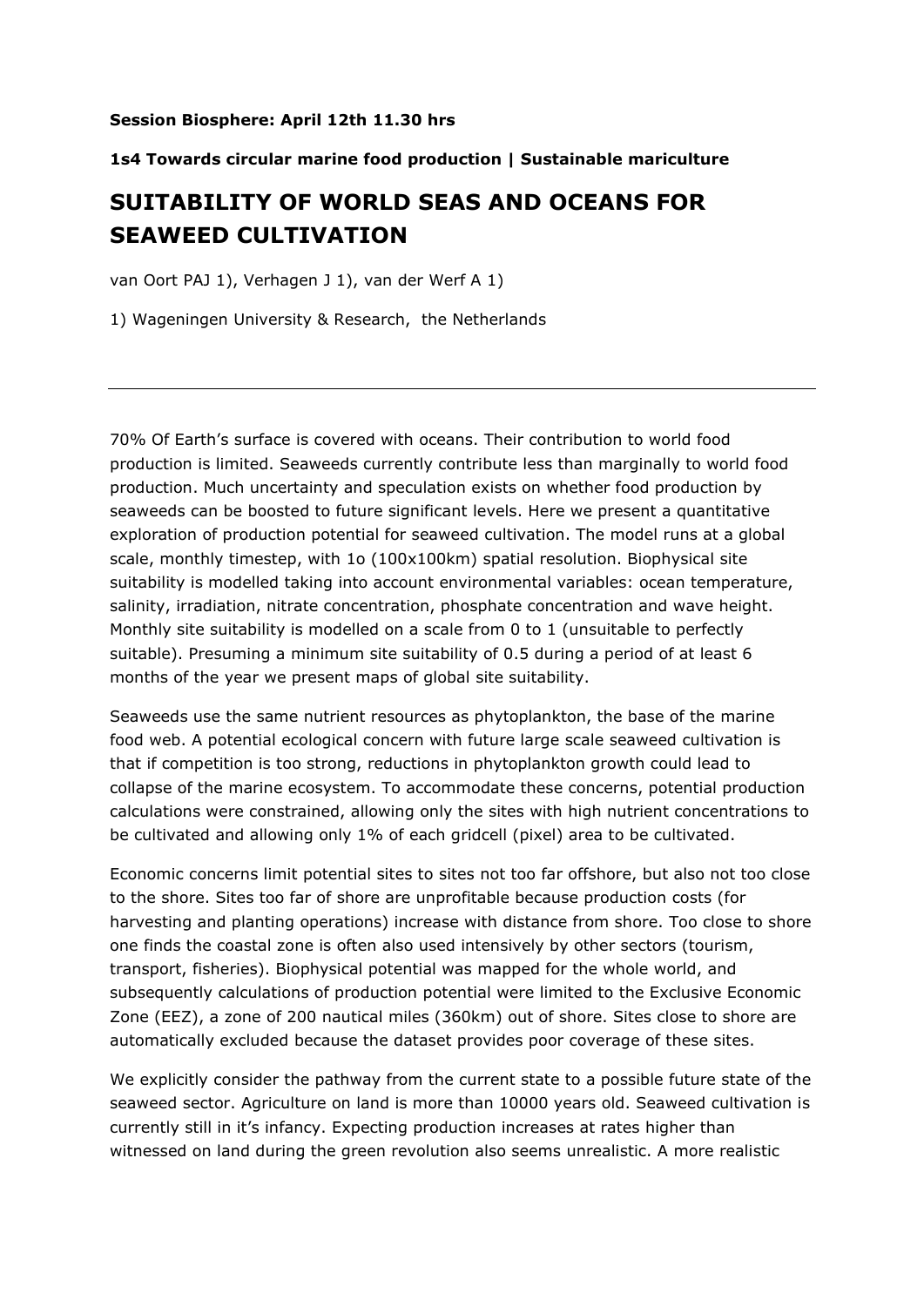**Session Biosphere: April 12th 11.30 hrs**

**1s4 Towards circular marine food production | Sustainable mariculture**

# SUITABILITY OF WORLD SEAS AND OCEANS FOR SEAWEED CULTIVATION

van Oort PAJ 1), Verhagen J 1), van der Werf A 1)

1) Wageningen University & Research, the Netherlands

---

70% Of Earth's surface is covered with oceans. Their contribution to world food production is limited. Seaweeds currently contribute less than marginally to world food production. Much uncertainty and speculation exists on whether food production by seaweeds can be boosted to future significant levels. Here we present a quantitative exploration of production potential for seaweed cultivation. The model runs at a global scale, monthly timestep, with 1o (100x100km) spatial resolution. Biophysical site suitability is modelled taking into account environmental variables: ocean temperature, salinity, irradiation, nitrate concentration, phosphate concentration and wave height. Monthly site suitability is modelled on a scale from 0 to 1 (unsuitable to perfectly suitable). Presuming a minimum site suitability of 0.5 during a period of at least 6 months of the year we present maps of global site suitability.

Seaweeds use the same nutrient resources as phytoplankton, the base of the marine food web. A potential ecological concern with future large scale seaweed cultivation is that if competition is too strong, reductions in phytoplankton growth could lead to collapse of the marine ecosystem. To accommodate these concerns, potential production calculations were constrained, allowing only the sites with high nutrient concentrations to be cultivated and allowing only 1% of each gridcell (pixel) area to be cultivated.

Economic concerns limit potential sites to sites not too far offshore, but also not too close to the shore. Sites too far of shore are unprofitable because production costs (for harvesting and planting operations) increase with distance from shore. Too close to shore one finds the coastal zone is often also used intensively by other sectors (tourism, transport, fisheries). Biophysical potential was mapped for the whole world, and subsequently calculations of production potential were limited to the Exclusive Economic Zone (EEZ), a zone of 200 nautical miles (360km) out of shore. Sites close to shore are automatically excluded because the dataset provides poor coverage of these sites.

We explicitly consider the pathway from the current state to a possible future state of the seaweed sector. Agriculture on land is more than 10000 years old. Seaweed cultivation is currently still in it's infancy. Expecting production increases at rates higher than witnessed on land during the green revolution also seems unrealistic. A more realistic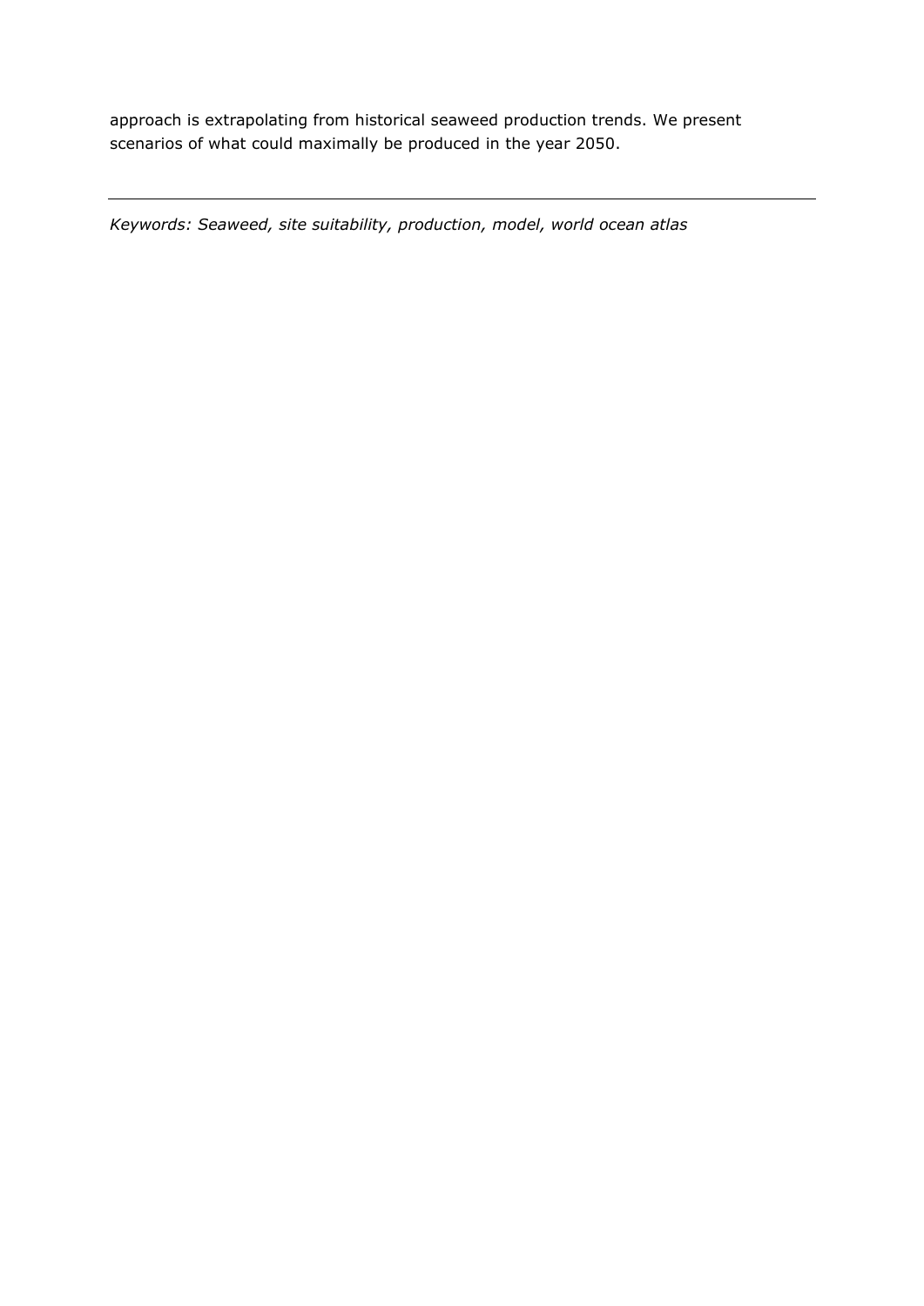approach is extrapolating from historical seaweed production trends. We present scenarios of what could maximally be produced in the year 2050.

---

*Keywords: Seaweed, site suitability, production, model, world ocean atlas*